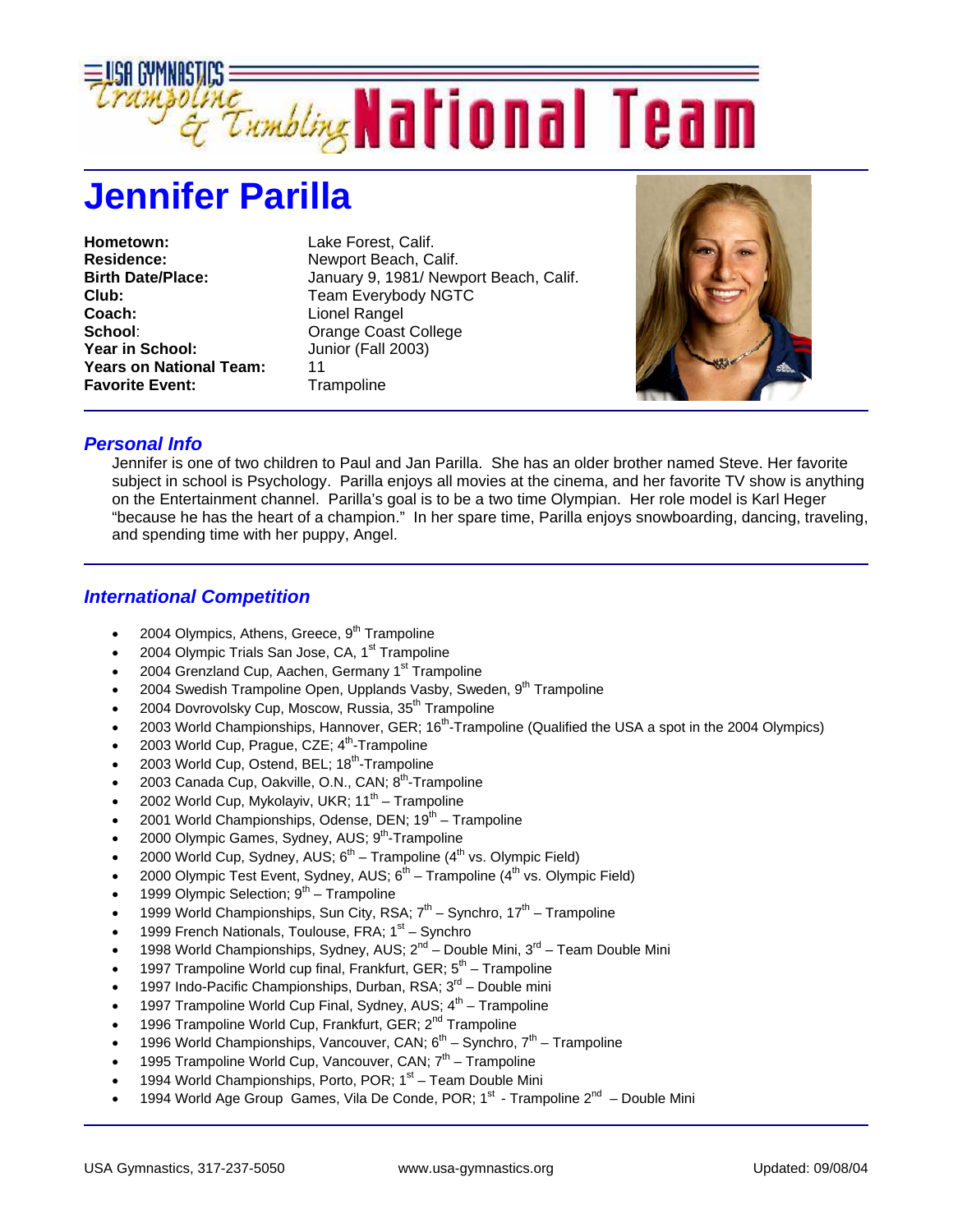# USA Gymnastics Trampoline & Tumbling National Team

# Jennifer Parilla

| | |
|---|---|
| **Hometown:** | Lake Forest, Calif. |
| **Residence:** | Newport Beach, Calif. |
| **Birth Date/Place:** | January 9, 1981/ Newport Beach, Calif. |
| **Club:** | Team Everybody NGTC |
| **Coach:** | Lionel Rangel |
| **School:** | Orange Coast College |
| **Year in School:** | Junior (Fall 2003) |
| **Years on National Team:** | 11 |
| **Favorite Event:** | Trampoline |

## *Personal Info*

Jennifer is one of two children to Paul and Jan Parilla. She has an older brother named Steve. Her favorite subject in school is Psychology. Parilla enjoys all movies at the cinema, and her favorite TV show is anything on the Entertainment channel. Parilla's goal is to be a two time Olympian. Her role model is Karl Heger "because he has the heart of a champion." In her spare time, Parilla enjoys snowboarding, dancing, traveling, and spending time with her puppy, Angel.

## *International Competition*

- 2004 Olympics, Athens, Greece, 9th Trampoline
- 2004 Olympic Trials San Jose, CA, 1st Trampoline
- 2004 Grenzland Cup, Aachen, Germany 1st Trampoline
- 2004 Swedish Trampoline Open, Upplands Vasby, Sweden, 9th Trampoline
- 2004 Dovrovolsky Cup, Moscow, Russia, 35th Trampoline
- 2003 World Championships, Hannover, GER; 16th-Trampoline (Qualified the USA a spot in the 2004 Olympics)
- 2003 World Cup, Prague, CZE; 4th-Trampoline
- 2003 World Cup, Ostend, BEL; 18th-Trampoline
- 2003 Canada Cup, Oakville, O.N., CAN; 8th-Trampoline
- 2002 World Cup, Mykolayiv, UKR; 11th – Trampoline
- 2001 World Championships, Odense, DEN; 19th – Trampoline
- 2000 Olympic Games, Sydney, AUS; 9th-Trampoline
- 2000 World Cup, Sydney, AUS; 6th – Trampoline (4th vs. Olympic Field)
- 2000 Olympic Test Event, Sydney, AUS; 6th – Trampoline (4th vs. Olympic Field)
- 1999 Olympic Selection; 9th – Trampoline
- 1999 World Championships, Sun City, RSA; 7th – Synchro, 17th – Trampoline
- 1999 French Nationals, Toulouse, FRA; 1st – Synchro
- 1998 World Championships, Sydney, AUS; 2nd – Double Mini, 3rd – Team Double Mini
- 1997 Trampoline World cup final, Frankfurt, GER; 5th – Trampoline
- 1997 Indo-Pacific Championships, Durban, RSA; 3rd – Double mini
- 1997 Trampoline World Cup Final, Sydney, AUS; 4th – Trampoline
- 1996 Trampoline World Cup, Frankfurt, GER; 2nd Trampoline
- 1996 World Championships, Vancouver, CAN; 6th – Synchro, 7th – Trampoline
- 1995 Trampoline World Cup, Vancouver, CAN; 7th – Trampoline
- 1994 World Championships, Porto, POR; 1st – Team Double Mini
- 1994 World Age Group Games, Vila De Conde, POR; 1st - Trampoline 2nd – Double Mini

USA Gymnastics, 317-237-5050 www.usa-gymnastics.org Updated: 09/08/04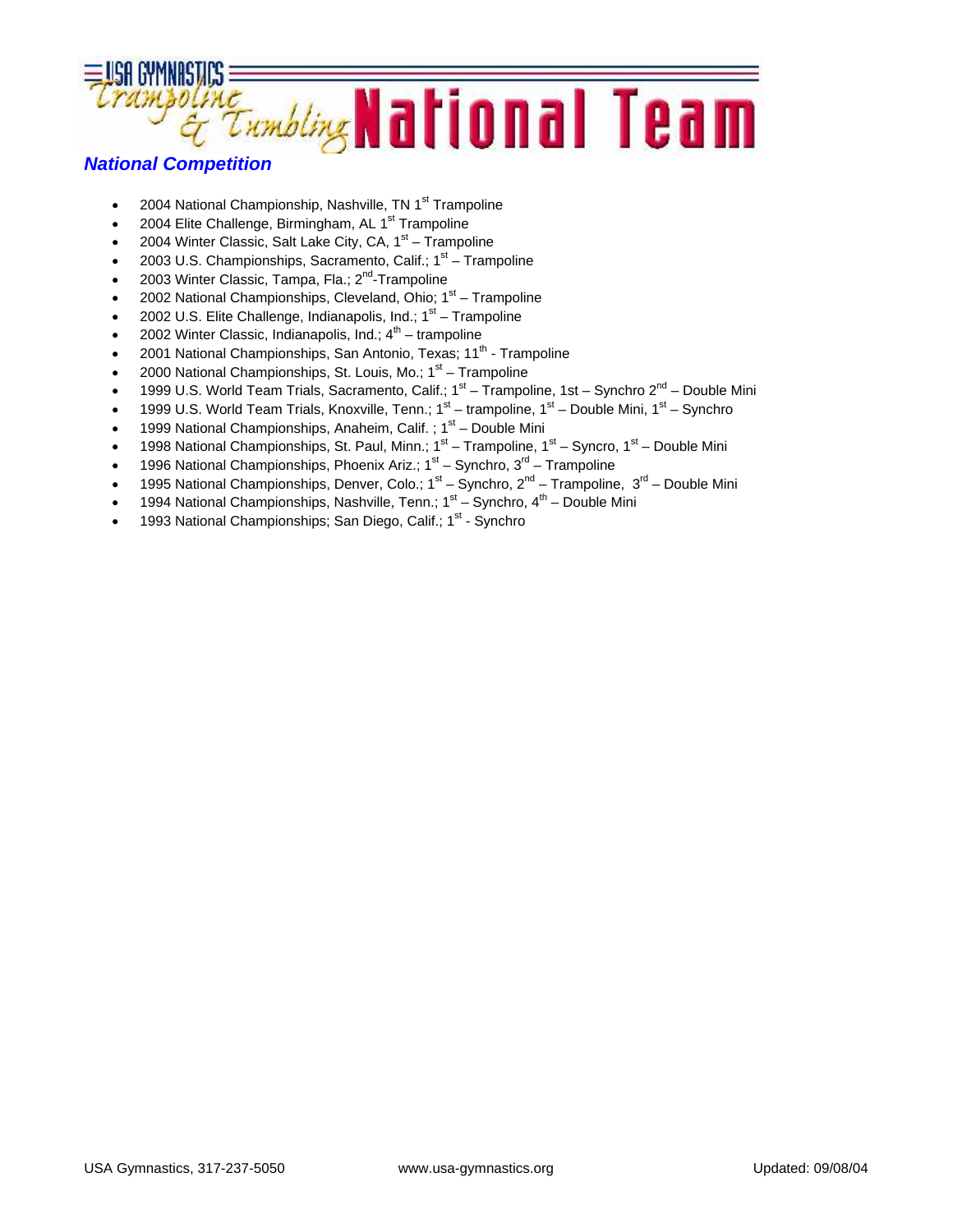## *National Competition*

- 2004 National Championship, Nashville, TN 1st Trampoline
- 2004 Elite Challenge, Birmingham, AL 1st Trampoline
- 2004 Winter Classic, Salt Lake City, CA, 1st – Trampoline
- 2003 U.S. Championships, Sacramento, Calif.; 1st – Trampoline
- 2003 Winter Classic, Tampa, Fla.; 2nd-Trampoline
- 2002 National Championships, Cleveland, Ohio; 1st – Trampoline
- 2002 U.S. Elite Challenge, Indianapolis, Ind.; 1st – Trampoline
- 2002 Winter Classic, Indianapolis, Ind.; 4th – trampoline
- 2001 National Championships, San Antonio, Texas; 11th - Trampoline
- 2000 National Championships, St. Louis, Mo.; 1st – Trampoline
- 1999 U.S. World Team Trials, Sacramento, Calif.; 1st – Trampoline, 1st – Synchro 2nd – Double Mini
- 1999 U.S. World Team Trials, Knoxville, Tenn.; 1st – trampoline, 1st – Double Mini, 1st – Synchro
- 1999 National Championships, Anaheim, Calif. ; 1st – Double Mini
- 1998 National Championships, St. Paul, Minn.; 1st – Trampoline, 1st – Syncro, 1st – Double Mini
- 1996 National Championships, Phoenix Ariz.; 1st – Synchro, 3rd – Trampoline
- 1995 National Championships, Denver, Colo.; 1st – Synchro, 2nd – Trampoline, 3rd – Double Mini
- 1994 National Championships, Nashville, Tenn.; 1st – Synchro, 4th – Double Mini
- 1993 National Championships; San Diego, Calif.; 1st - Synchro

USA Gymnastics, 317-237-5050 www.usa-gymnastics.org Updated: 09/08/04